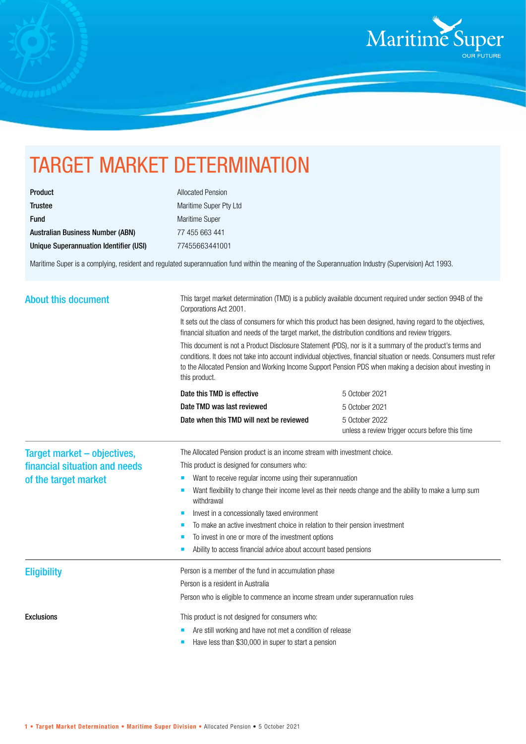# TARGET MARKET DETERMINATION

| | |
|---|---|
| **Product** | Allocated Pension |
| **Trustee** | Maritime Super Pty Ltd |
| **Fund** | Maritime Super |
| **Australian Business Number (ABN)** | 77 455 663 441 |
| **Unique Superannuation Identifier (USI)** | 77455663441001 |

Maritime Super is a complying, resident and regulated superannuation fund within the meaning of the Superannuation Industry (Supervision) Act 1993.

## About this document

This target market determination (TMD) is a publicly available document required under section 994B of the Corporations Act 2001.

It sets out the class of consumers for which this product has been designed, having regard to the objectives, financial situation and needs of the target market, the distribution conditions and review triggers.

This document is not a Product Disclosure Statement (PDS), nor is it a summary of the product's terms and conditions. It does not take into account individual objectives, financial situation or needs. Consumers must refer to the Allocated Pension and Working Income Support Pension PDS when making a decision about investing in this product.

| | |
|---|---|
| **Date this TMD is effective** | 5 October 2021 |
| **Date TMD was last reviewed** | 5 October 2021 |
| **Date when this TMD will next be reviewed** | 5 October 2022 unless a review trigger occurs before this time |

## Target market – objectives, financial situation and needs of the target market

The Allocated Pension product is an income stream with investment choice.

This product is designed for consumers who:

- Want to receive regular income using their superannuation
- Want flexibility to change their income level as their needs change and the ability to make a lump sum withdrawal
- Invest in a concessionally taxed environment
- To make an active investment choice in relation to their pension investment
- To invest in one or more of the investment options
- Ability to access financial advice about account based pensions

## Eligibility

Person is a member of the fund in accumulation phase

Person is a resident in Australia

Person who is eligible to commence an income stream under superannuation rules

**Exclusions**

This product is not designed for consumers who:

- Are still working and have not met a condition of release
- Have less than $30,000 in super to start a pension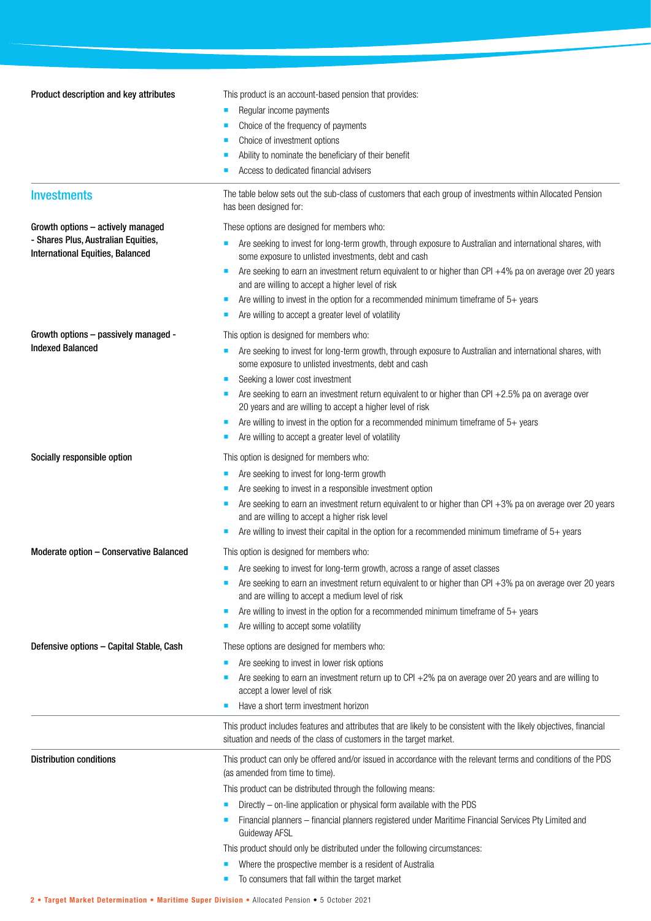**Product description and key attributes**

This product is an account-based pension that provides:

- Regular income payments
- Choice of the frequency of payments
- Choice of investment options
- Ability to nominate the beneficiary of their benefit
- Access to dedicated financial advisers

## Investments

The table below sets out the sub-class of customers that each group of investments within Allocated Pension has been designed for:

**Growth options – actively managed - Shares Plus, Australian Equities, International Equities, Balanced**

These options are designed for members who:

- Are seeking to invest for long-term growth, through exposure to Australian and international shares, with some exposure to unlisted investments, debt and cash
- Are seeking to earn an investment return equivalent to or higher than CPI +4% pa on average over 20 years and are willing to accept a higher level of risk
- Are willing to invest in the option for a recommended minimum timeframe of 5+ years
- Are willing to accept a greater level of volatility

**Growth options – passively managed - Indexed Balanced**

This option is designed for members who:

- Are seeking to invest for long-term growth, through exposure to Australian and international shares, with some exposure to unlisted investments, debt and cash
- Seeking a lower cost investment
- Are seeking to earn an investment return equivalent to or higher than CPI +2.5% pa on average over 20 years and are willing to accept a higher level of risk
- Are willing to invest in the option for a recommended minimum timeframe of 5+ years
- Are willing to accept a greater level of volatility

**Socially responsible option**

This option is designed for members who:

- Are seeking to invest for long-term growth
- Are seeking to invest in a responsible investment option
- Are seeking to earn an investment return equivalent to or higher than CPI +3% pa on average over 20 years and are willing to accept a higher risk level
- Are willing to invest their capital in the option for a recommended minimum timeframe of 5+ years

**Moderate option – Conservative Balanced**

This option is designed for members who:

- Are seeking to invest for long-term growth, across a range of asset classes
- Are seeking to earn an investment return equivalent to or higher than CPI +3% pa on average over 20 years and are willing to accept a medium level of risk
- Are willing to invest in the option for a recommended minimum timeframe of 5+ years
- Are willing to accept some volatility

**Defensive options – Capital Stable, Cash**

These options are designed for members who:

- Are seeking to invest in lower risk options
- Are seeking to earn an investment return up to CPI +2% pa on average over 20 years and are willing to accept a lower level of risk
- Have a short term investment horizon

This product includes features and attributes that are likely to be consistent with the likely objectives, financial situation and needs of the class of customers in the target market.

**Distribution conditions**

This product can only be offered and/or issued in accordance with the relevant terms and conditions of the PDS (as amended from time to time).

This product can be distributed through the following means:

- Directly – on-line application or physical form available with the PDS
- Financial planners – financial planners registered under Maritime Financial Services Pty Limited and Guideway AFSL

This product should only be distributed under the following circumstances:

- Where the prospective member is a resident of Australia
- To consumers that fall within the target market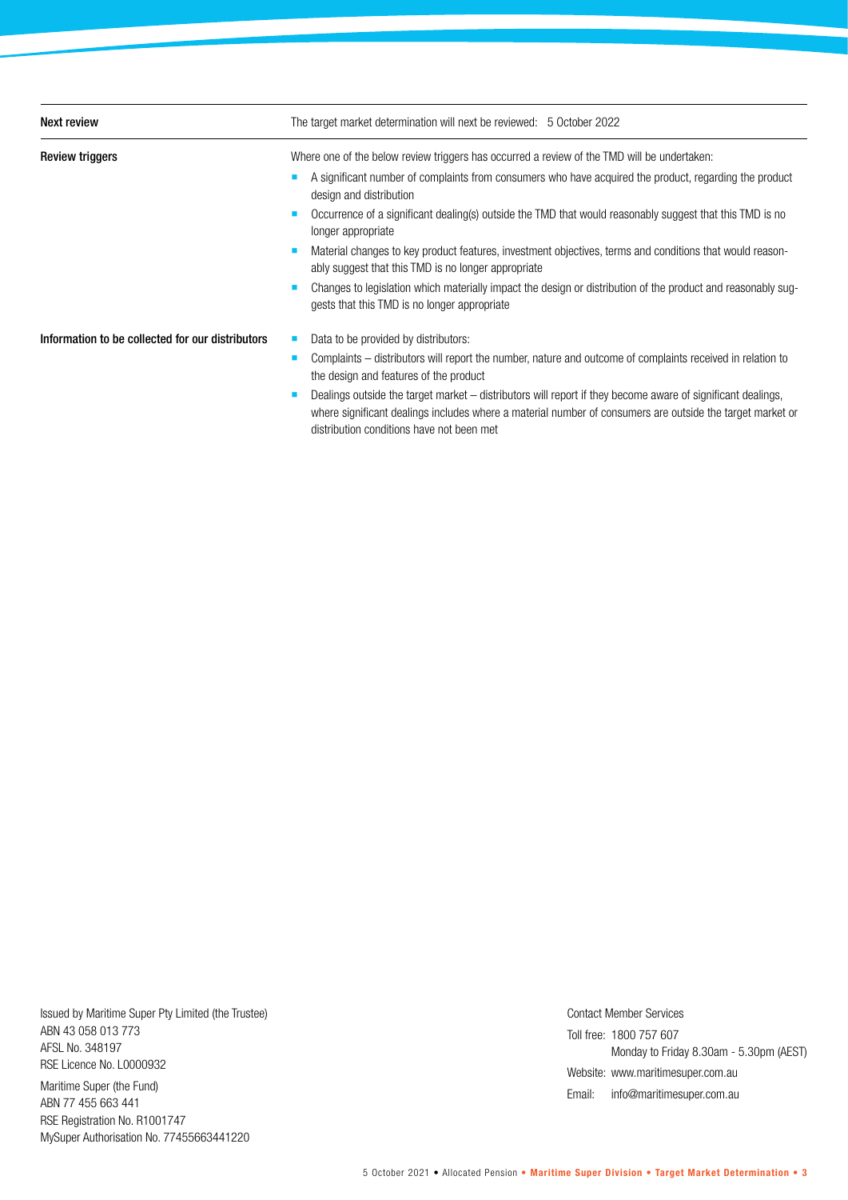| | |
|---|---|
| **Next review** | The target market determination will next be reviewed: 5 October 2022 |
| **Review triggers** | Where one of the below review triggers has occurred a review of the TMD will be undertaken:<br>- A significant number of complaints from consumers who have acquired the product, regarding the product design and distribution<br>- Occurrence of a significant dealing(s) outside the TMD that would reasonably suggest that this TMD is no longer appropriate<br>- Material changes to key product features, investment objectives, terms and conditions that would reasonably suggest that this TMD is no longer appropriate<br>- Changes to legislation which materially impact the design or distribution of the product and reasonably suggests that this TMD is no longer appropriate |
| **Information to be collected for our distributors** | - Data to be provided by distributors:<br>- Complaints – distributors will report the number, nature and outcome of complaints received in relation to the design and features of the product<br>- Dealings outside the target market – distributors will report if they become aware of significant dealings, where significant dealings includes where a material number of consumers are outside the target market or distribution conditions have not been met |

Issued by Maritime Super Pty Limited (the Trustee)
ABN 43 058 013 773
AFSL No. 348197
RSE Licence No. L0000932

Maritime Super (the Fund)
ABN 77 455 663 441
RSE Registration No. R1001747
MySuper Authorisation No. 77455663441220

Contact Member Services

Toll free: 1800 757 607
Monday to Friday 8.30am - 5.30pm (AEST)

Website: www.maritimesuper.com.au

Email: info@maritimesuper.com.au